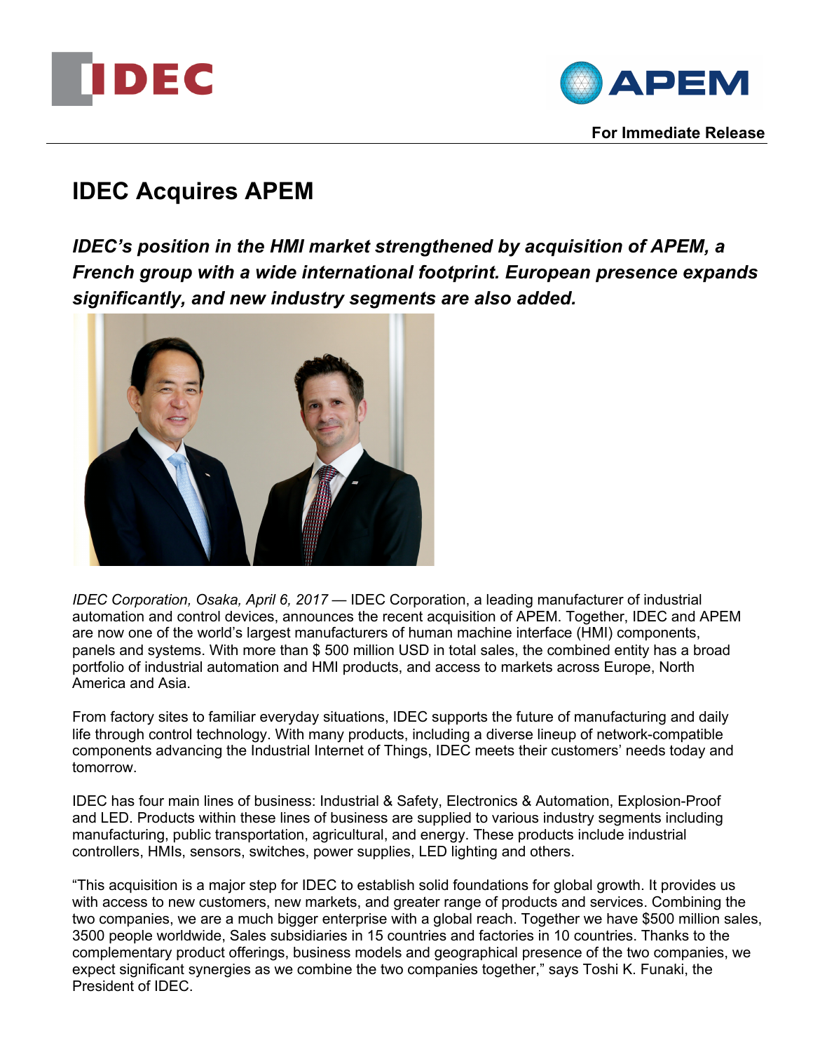For Immediate Release

# IDEC Acquires APEM

***IDEC's position in the HMI market strengthened by acquisition of APEM, a French group with a wide international footprint. European presence expands significantly, and new industry segments are also added.***

*IDEC Corporation, Osaka, April 6, 2017* — IDEC Corporation, a leading manufacturer of industrial automation and control devices, announces the recent acquisition of APEM. Together, IDEC and APEM are now one of the world's largest manufacturers of human machine interface (HMI) components, panels and systems. With more than $ 500 million USD in total sales, the combined entity has a broad portfolio of industrial automation and HMI products, and access to markets across Europe, North America and Asia.

From factory sites to familiar everyday situations, IDEC supports the future of manufacturing and daily life through control technology. With many products, including a diverse lineup of network-compatible components advancing the Industrial Internet of Things, IDEC meets their customers' needs today and tomorrow.

IDEC has four main lines of business: Industrial & Safety, Electronics & Automation, Explosion-Proof and LED. Products within these lines of business are supplied to various industry segments including manufacturing, public transportation, agricultural, and energy. These products include industrial controllers, HMIs, sensors, switches, power supplies, LED lighting and others.

"This acquisition is a major step for IDEC to establish solid foundations for global growth. It provides us with access to new customers, new markets, and greater range of products and services. Combining the two companies, we are a much bigger enterprise with a global reach. Together we have $500 million sales, 3500 people worldwide, Sales subsidiaries in 15 countries and factories in 10 countries. Thanks to the complementary product offerings, business models and geographical presence of the two companies, we expect significant synergies as we combine the two companies together," says Toshi K. Funaki, the President of IDEC.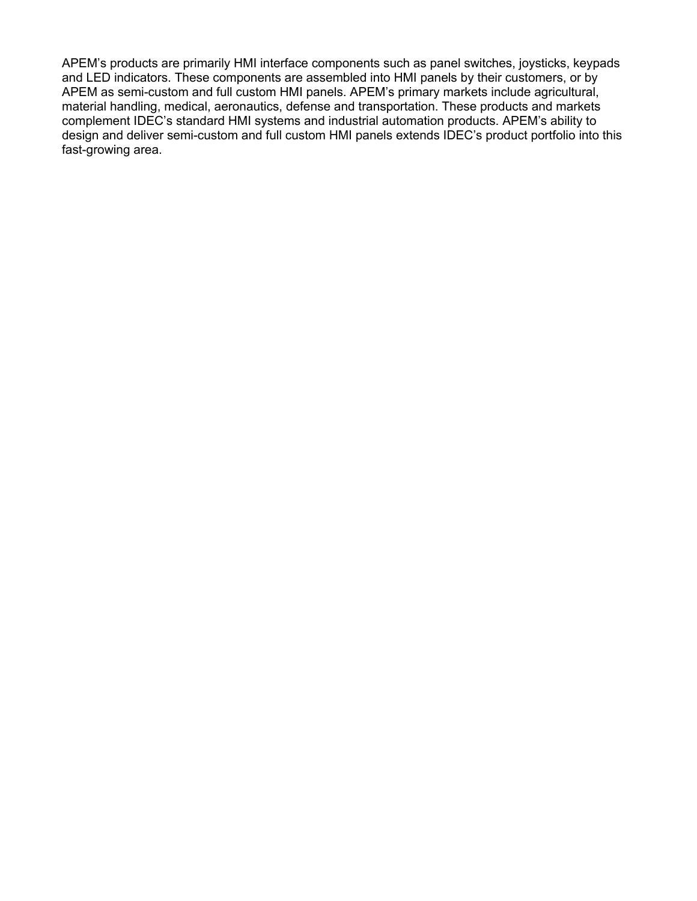APEM's products are primarily HMI interface components such as panel switches, joysticks, keypads and LED indicators. These components are assembled into HMI panels by their customers, or by APEM as semi-custom and full custom HMI panels. APEM's primary markets include agricultural, material handling, medical, aeronautics, defense and transportation. These products and markets complement IDEC's standard HMI systems and industrial automation products. APEM's ability to design and deliver semi-custom and full custom HMI panels extends IDEC's product portfolio into this fast-growing area.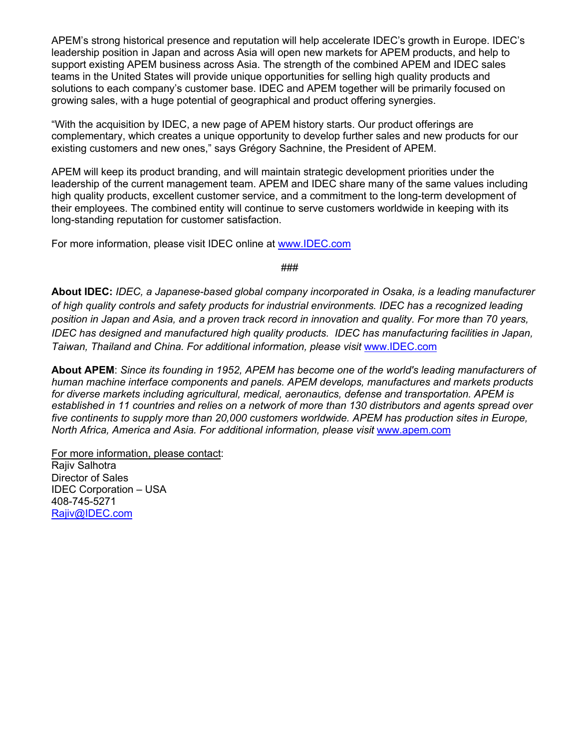APEM's strong historical presence and reputation will help accelerate IDEC's growth in Europe. IDEC's leadership position in Japan and across Asia will open new markets for APEM products, and help to support existing APEM business across Asia. The strength of the combined APEM and IDEC sales teams in the United States will provide unique opportunities for selling high quality products and solutions to each company's customer base. IDEC and APEM together will be primarily focused on growing sales, with a huge potential of geographical and product offering synergies.

"With the acquisition by IDEC, a new page of APEM history starts. Our product offerings are complementary, which creates a unique opportunity to develop further sales and new products for our existing customers and new ones," says Grégory Sachnine, the President of APEM.

APEM will keep its product branding, and will maintain strategic development priorities under the leadership of the current management team. APEM and IDEC share many of the same values including high quality products, excellent customer service, and a commitment to the long-term development of their employees. The combined entity will continue to serve customers worldwide in keeping with its long-standing reputation for customer satisfaction.

For more information, please visit IDEC online at [www.IDEC.com](http://www.IDEC.com)

###

**About IDEC:** *IDEC, a Japanese-based global company incorporated in Osaka, is a leading manufacturer of high quality controls and safety products for industrial environments. IDEC has a recognized leading position in Japan and Asia, and a proven track record in innovation and quality. For more than 70 years, IDEC has designed and manufactured high quality products. IDEC has manufacturing facilities in Japan, Taiwan, Thailand and China. For additional information, please visit* [www.IDEC.com](http://www.IDEC.com)

**About APEM**: *Since its founding in 1952, APEM has become one of the world's leading manufacturers of human machine interface components and panels. APEM develops, manufactures and markets products for diverse markets including agricultural, medical, aeronautics, defense and transportation. APEM is established in 11 countries and relies on a network of more than 130 distributors and agents spread over five continents to supply more than 20,000 customers worldwide. APEM has production sites in Europe, North Africa, America and Asia. For additional information, please visit* [www.apem.com](http://www.apem.com)

<u>For more information, please contact</u>:
Rajiv Salhotra
Director of Sales
IDEC Corporation – USA
408-745-5271
[Rajiv@IDEC.com](mailto:Rajiv@IDEC.com)